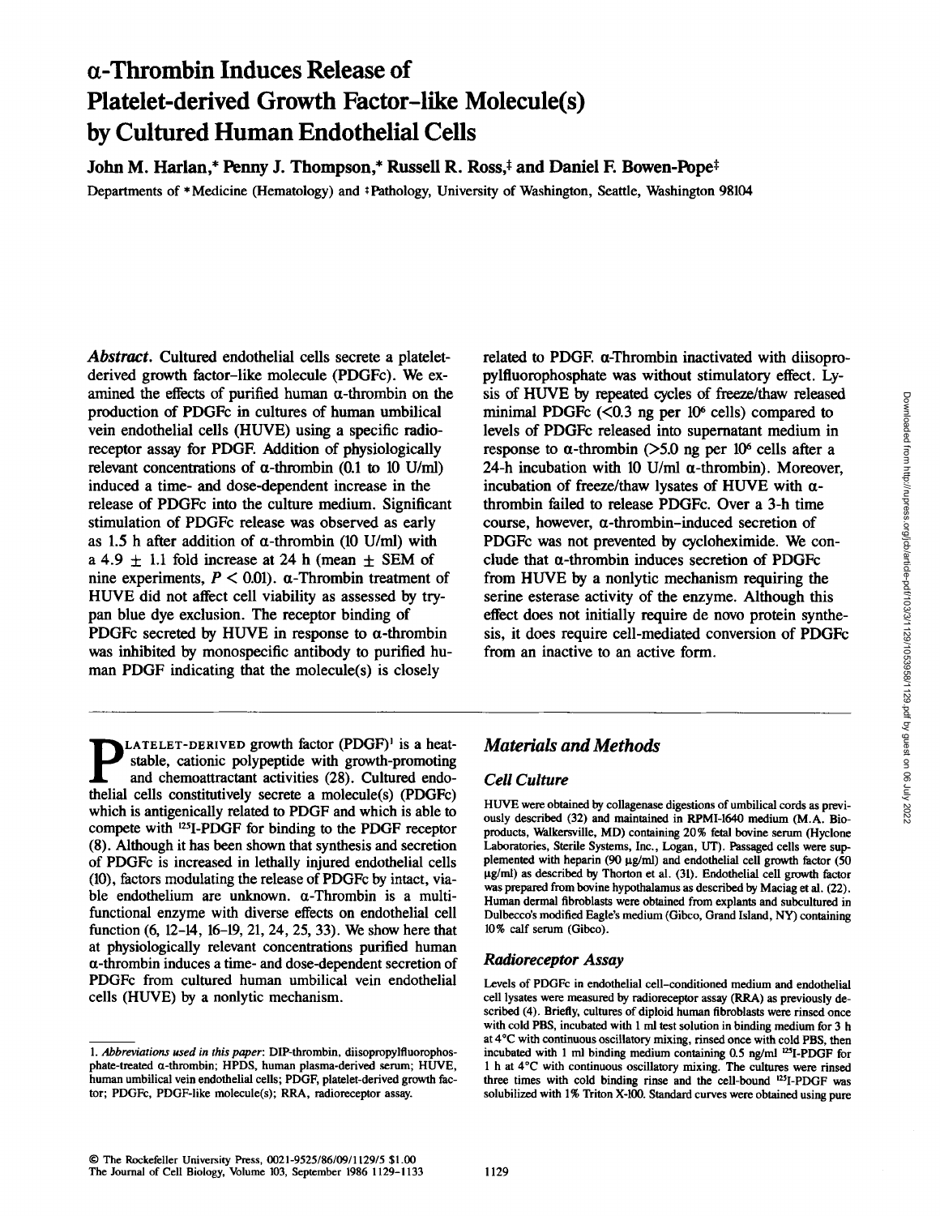# α-Thrombin Induces Release of Platelet-derived Growth Factor–like Molecule(s) by Cultured Human Endothelial Cells

**John M. Harlan,* Penny J. Thompson,* Russell R. Ross,‡ and Daniel F. Bowen-Pope‡**

Departments of *Medicine (Hematology) and ‡Pathology, University of Washington, Seattle, Washington 98104

*Abstract.* Cultured endothelial cells secrete a platelet-derived growth factor–like molecule (PDGFc). We examined the effects of purified human α-thrombin on the production of PDGFc in cultures of human umbilical vein endothelial cells (HUVE) using a specific radioreceptor assay for PDGF. Addition of physiologically relevant concentrations of α-thrombin (0.1 to 10 U/ml) induced a time- and dose-dependent increase in the release of PDGFc into the culture medium. Significant stimulation of PDGFc release was observed as early as 1.5 h after addition of α-thrombin (10 U/ml) with a 4.9 ± 1.1 fold increase at 24 h (mean ± SEM of nine experiments, $P < 0.01$). α-Thrombin treatment of HUVE did not affect cell viability as assessed by trypan blue dye exclusion. The receptor binding of PDGFc secreted by HUVE in response to α-thrombin was inhibited by monospecific antibody to purified human PDGF indicating that the molecule(s) is closely related to PDGF. α-Thrombin inactivated with diisopropylfluorophosphate was without stimulatory effect. Lysis of HUVE by repeated cycles of freeze/thaw released minimal PDGFc (<0.3 ng per $10^6$ cells) compared to levels of PDGFc released into supernatant medium in response to α-thrombin (>5.0 ng per $10^6$ cells after a 24-h incubation with 10 U/ml α-thrombin). Moreover, incubation of freeze/thaw lysates of HUVE with α-thrombin failed to release PDGFc. Over a 3-h time course, however, α-thrombin–induced secretion of PDGFc was not prevented by cycloheximide. We conclude that α-thrombin induces secretion of PDGFc from HUVE by a nonlytic mechanism requiring the serine esterase activity of the enzyme. Although this effect does not initially require de novo protein synthesis, it does require cell-mediated conversion of PDGFc from an inactive to an active form.

PLATELET-DERIVED growth factor (PDGF)[1] is a heat-stable, cationic polypeptide with growth-promoting and chemoattractant activities (28). Cultured endothelial cells constitutively secrete a molecule(s) (PDGFc) which is antigenically related to PDGF and which is able to compete with $^{125}$I-PDGF for binding to the PDGF receptor (8). Although it has been shown that synthesis and secretion of PDGFc is increased in lethally injured endothelial cells (10), factors modulating the release of PDGFc by intact, viable endothelium are unknown. α-Thrombin is a multifunctional enzyme with diverse effects on endothelial cell function (6, 12–14, 16–19, 21, 24, 25, 33). We show here that at physiologically relevant concentrations purified human α-thrombin induces a time- and dose-dependent secretion of PDGFc from cultured human umbilical vein endothelial cells (HUVE) by a nonlytic mechanism.

1. *Abbreviations used in this paper*: DIP-thrombin, diisopropylfluorophosphate-treated α-thrombin; HPDS, human plasma-derived serum; HUVE, human umbilical vein endothelial cells; PDGF, platelet-derived growth factor; PDGFc, PDGF-like molecule(s); RRA, radioreceptor assay.

## Materials and Methods

### Cell Culture

HUVE were obtained by collagenase digestions of umbilical cords as previously described (32) and maintained in RPMI-1640 medium (M.A. Bioproducts, Walkersville, MD) containing 20% fetal bovine serum (Hyclone Laboratories, Sterile Systems, Inc., Logan, UT). Passaged cells were supplemented with heparin (90 μg/ml) and endothelial cell growth factor (50 μg/ml) as described by Thorton et al. (31). Endothelial cell growth factor was prepared from bovine hypothalamus as described by Maciag et al. (22). Human dermal fibroblasts were obtained from explants and subcultured in Dulbecco's modified Eagle's medium (Gibco, Grand Island, NY) containing 10% calf serum (Gibco).

### Radioreceptor Assay

Levels of PDGFc in endothelial cell–conditioned medium and endothelial cell lysates were measured by radioreceptor assay (RRA) as previously described (4). Briefly, cultures of diploid human fibroblasts were rinsed once with cold PBS, incubated with 1 ml test solution in binding medium for 3 h at 4°C with continuous oscillatory mixing, rinsed once with cold PBS, then incubated with 1 ml binding medium containing 0.5 ng/ml $^{125}$I-PDGF for 1 h at 4°C with continuous oscillatory mixing. The cultures were rinsed three times with cold binding rinse and the cell-bound $^{125}$I-PDGF was solubilized with 1% Triton X-100. Standard curves were obtained using pure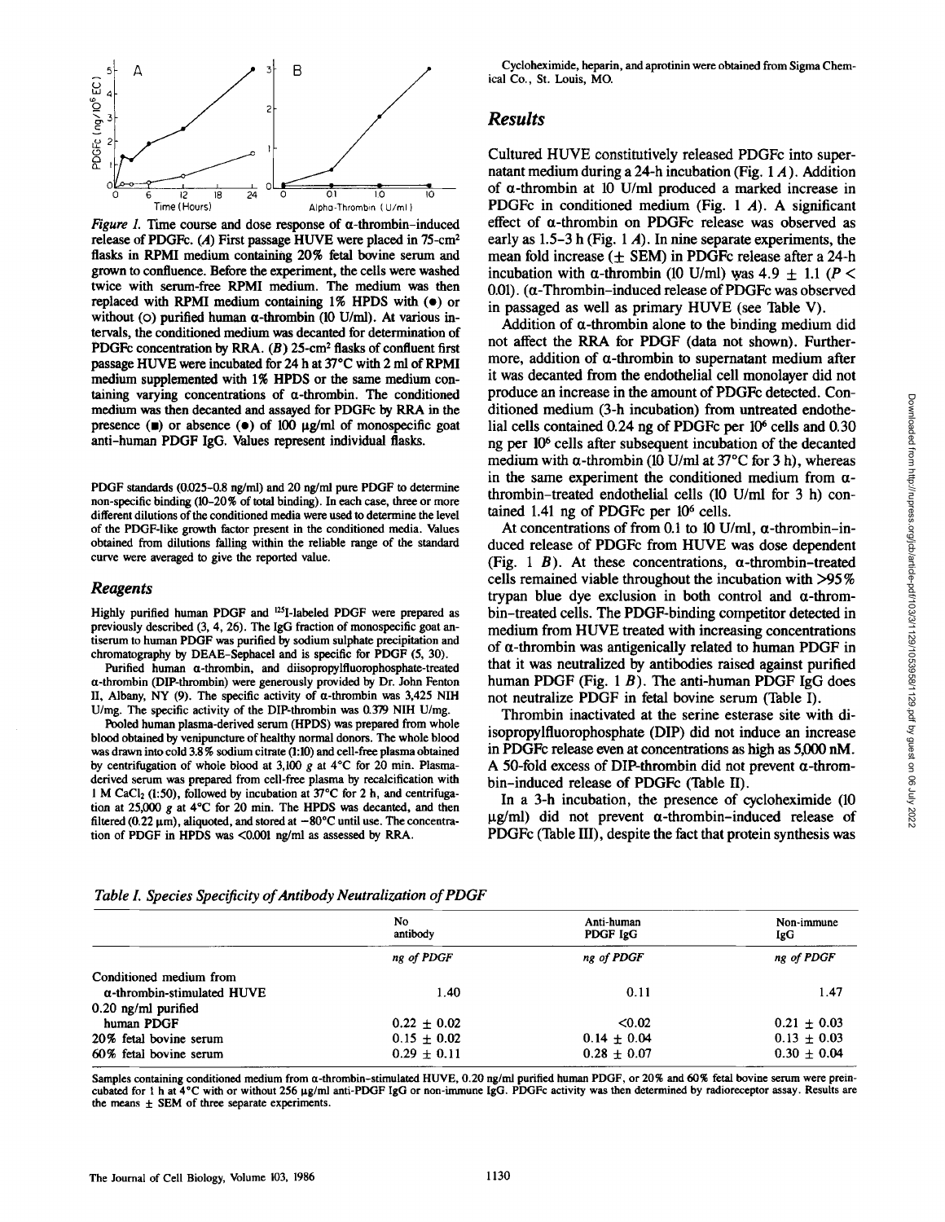*Figure 1.* Time course and dose response of α-thrombin-induced release of PDGFc. (*A*) First passage HUVE were placed in 75-cm² flasks in RPMI medium containing 20% fetal bovine serum and grown to confluence. Before the experiment, the cells were washed twice with serum-free RPMI medium. The medium was then replaced with RPMI medium containing 1% HPDS with (●) or without (○) purified human α-thrombin (10 U/ml). At various intervals, the conditioned medium was decanted for determination of PDGFc concentration by RRA. (*B*) 25-cm² flasks of confluent first passage HUVE were incubated for 24 h at 37°C with 2 ml of RPMI medium supplemented with 1% HPDS or the same medium containing varying concentrations of α-thrombin. The conditioned medium was then decanted and assayed for PDGFc by RRA in the presence (■) or absence (●) of 100 µg/ml of monospecific goat anti-human PDGF IgG. Values represent individual flasks.

PDGF standards (0.025–0.8 ng/ml) and 20 ng/ml pure PDGF to determine non-specific binding (10–20% of total binding). In each case, three or more different dilutions of the conditioned media were used to determine the level of the PDGF-like growth factor present in the conditioned media. Values obtained from dilutions falling within the reliable range of the standard curve were averaged to give the reported value.

## Reagents

Highly purified human PDGF and $^{125}$I-labeled PDGF were prepared as previously described (3, 4, 26). The IgG fraction of monospecific goat antiserum to human PDGF was purified by sodium sulphate precipitation and chromatography by DEAE-Sephacel and is specific for PDGF (5, 30).

Purified human α-thrombin, and diisopropylfluorophosphate-treated α-thrombin (DIP-thrombin) were generously provided by Dr. John Fenton II, Albany, NY (9). The specific activity of α-thrombin was 3,425 NIH U/mg. The specific activity of the DIP-thrombin was 0.379 NIH U/mg.

Pooled human plasma-derived serum (HPDS) was prepared from whole blood obtained by venipuncture of healthy normal donors. The whole blood was drawn into cold 3.8% sodium citrate (1:10) and cell-free plasma obtained by centrifugation of whole blood at 3,100 *g* at 4°C for 20 min. Plasma-derived serum was prepared from cell-free plasma by recalcification with 1 M $CaCl_2$ (1:50), followed by incubation at 37°C for 2 h, and centrifugation at 25,000 *g* at 4°C for 20 min. The HPDS was decanted, and then filtered (0.22 µm), aliquoted, and stored at −80°C until use. The concentration of PDGF in HPDS was <0.001 ng/ml as assessed by RRA.

Cycloheximide, heparin, and aprotinin were obtained from Sigma Chemical Co., St. Louis, MO.

# Results

Cultured HUVE constitutively released PDGFc into supernatant medium during a 24-h incubation (Fig. 1 *A*). Addition of α-thrombin at 10 U/ml produced a marked increase in PDGFc in conditioned medium (Fig. 1 *A*). A significant effect of α-thrombin on PDGFc release was observed as early as 1.5–3 h (Fig. 1 *A*). In nine separate experiments, the mean fold increase (± SEM) in PDGFc release after a 24-h incubation with α-thrombin (10 U/ml) was 4.9 ± 1.1 ($P <$ 0.01). (α-Thrombin-induced release of PDGFc was observed in passaged as well as primary HUVE (see Table V).

Addition of α-thrombin alone to the binding medium did not affect the RRA for PDGF (data not shown). Furthermore, addition of α-thrombin to supernatant medium after it was decanted from the endothelial cell monolayer did not produce an increase in the amount of PDGFc detected. Conditioned medium (3-h incubation) from untreated endothelial cells contained 0.24 ng of PDGFc per $10^6$ cells and 0.30 ng per $10^6$ cells after subsequent incubation of the decanted medium with α-thrombin (10 U/ml at 37°C for 3 h), whereas in the same experiment the conditioned medium from α-thrombin-treated endothelial cells (10 U/ml for 3 h) contained 1.41 ng of PDGFc per $10^6$ cells.

At concentrations of from 0.1 to 10 U/ml, α-thrombin-induced release of PDGFc from HUVE was dose dependent (Fig. 1 *B*). At these concentrations, α-thrombin-treated cells remained viable throughout the incubation with >95% trypan blue dye exclusion in both control and α-thrombin-treated cells. The PDGF-binding competitor detected in medium from HUVE treated with increasing concentrations of α-thrombin was antigenically related to human PDGF in that it was neutralized by antibodies raised against purified human PDGF (Fig. 1 *B*). The anti-human PDGF IgG does not neutralize PDGF in fetal bovine serum (Table I).

Thrombin inactivated at the serine esterase site with diisopropylfluorophosphate (DIP) did not induce an increase in PDGFc release even at concentrations as high as 5,000 nM. A 50-fold excess of DIP-thrombin did not prevent α-thrombin-induced release of PDGFc (Table II).

In a 3-h incubation, the presence of cycloheximide (10 µg/ml) did not prevent α-thrombin-induced release of PDGFc (Table III), despite the fact that protein synthesis was

*Table I. Species Specificity of Antibody Neutralization of PDGF*

| | No antibody | Anti-human PDGF IgG | Non-immune IgG |
|---|---|---|---|
| | *ng of PDGF* | *ng of PDGF* | *ng of PDGF* |
| Conditioned medium from α-thrombin-stimulated HUVE | 1.40 | 0.11 | 1.47 |
| 0.20 ng/ml purified human PDGF | 0.22 ± 0.02 | <0.02 | 0.21 ± 0.03 |
| 20% fetal bovine serum | 0.15 ± 0.02 | 0.14 ± 0.04 | 0.13 ± 0.03 |
| 60% fetal bovine serum | 0.29 ± 0.11 | 0.28 ± 0.07 | 0.30 ± 0.04 |

Samples containing conditioned medium from α-thrombin-stimulated HUVE, 0.20 ng/ml purified human PDGF, or 20% and 60% fetal bovine serum were preincubated for 1 h at 4°C with or without 256 µg/ml anti-PDGF IgG or non-immune IgG. PDGFc activity was then determined by radioreceptor assay. Results are the means ± SEM of three separate experiments.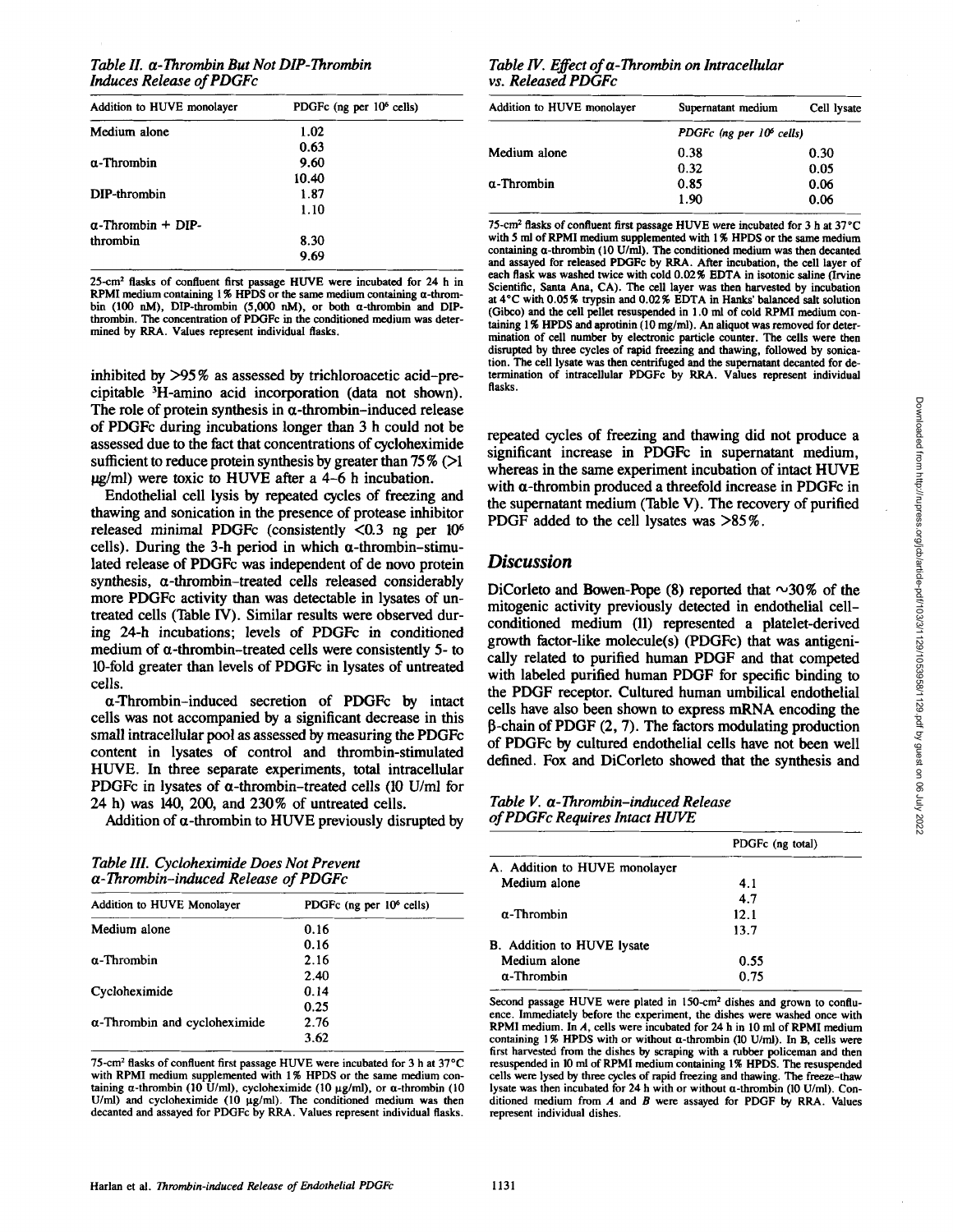*Table II. α-Thrombin But Not DIP-Thrombin Induces Release of PDGFc*

| Addition to HUVE monolayer | PDGFc (ng per $10^6$ cells) |
|---|---|
| Medium alone | 1.02 |
| | 0.63 |
| α-Thrombin | 9.60 |
| | 10.40 |
| DIP-thrombin | 1.87 |
| | 1.10 |
| α-Thrombin + DIP-thrombin | 8.30 |
| | 9.69 |

25-cm² flasks of confluent first passage HUVE were incubated for 24 h in RPMI medium containing 1% HPDS or the same medium containing α-thrombin (100 nM), DIP-thrombin (5,000 nM), or both α-thrombin and DIP-thrombin. The concentration of PDGFc in the conditioned medium was determined by RRA. Values represent individual flasks.

inhibited by >95% as assessed by trichloroacetic acid–precipitable ³H-amino acid incorporation (data not shown). The role of protein synthesis in α-thrombin–induced release of PDGFc during incubations longer than 3 h could not be assessed due to the fact that concentrations of cycloheximide sufficient to reduce protein synthesis by greater than 75% (>1 μg/ml) were toxic to HUVE after a 4–6 h incubation.

Endothelial cell lysis by repeated cycles of freezing and thawing and sonication in the presence of protease inhibitor released minimal PDGFc (consistently <0.3 ng per $10^6$ cells). During the 3-h period in which α-thrombin–stimulated release of PDGFc was independent of de novo protein synthesis, α-thrombin–treated cells released considerably more PDGFc activity than was detectable in lysates of untreated cells (Table IV). Similar results were observed during 24-h incubations; levels of PDGFc in conditioned medium of α-thrombin–treated cells were consistently 5- to 10-fold greater than levels of PDGFc in lysates of untreated cells.

α-Thrombin–induced secretion of PDGFc by intact cells was not accompanied by a significant decrease in this small intracellular pool as assessed by measuring the PDGFc content in lysates of control and thrombin-stimulated HUVE. In three separate experiments, total intracellular PDGFc in lysates of α-thrombin–treated cells (10 U/ml for 24 h) was 140, 200, and 230% of untreated cells.

Addition of α-thrombin to HUVE previously disrupted by repeated cycles of freezing and thawing did not produce a significant increase in PDGFc in supernatant medium, whereas in the same experiment incubation of intact HUVE with α-thrombin produced a threefold increase in PDGFc in the supernatant medium (Table V). The recovery of purified PDGF added to the cell lysates was >85%.

*Table III. Cycloheximide Does Not Prevent α-Thrombin–induced Release of PDGFc*

| Addition to HUVE Monolayer | PDGFc (ng per $10^6$ cells) |
|---|---|
| Medium alone | 0.16 |
| | 0.16 |
| α-Thrombin | 2.16 |
| | 2.40 |
| Cycloheximide | 0.14 |
| | 0.25 |
| α-Thrombin and cycloheximide | 2.76 |
| | 3.62 |

75-cm² flasks of confluent first passage HUVE were incubated for 3 h at 37°C with RPMI medium supplemented with 1% HPDS or the same medium containing α-thrombin (10 U/ml), cycloheximide (10 μg/ml), or α-thrombin (10 U/ml) and cycloheximide (10 μg/ml). The conditioned medium was then decanted and assayed for PDGFc by RRA. Values represent individual flasks.

*Table IV. Effect of α-Thrombin on Intracellular vs. Released PDGFc*

| Addition to HUVE monolayer | Supernatant medium | Cell lysate |
|---|---|---|
| | PDGFc (ng per $10^6$ cells) | |
| Medium alone | 0.38 | 0.30 |
| | 0.32 | 0.05 |
| α-Thrombin | 0.85 | 0.06 |
| | 1.90 | 0.06 |

75-cm² flasks of confluent first passage HUVE were incubated for 3 h at 37°C with 5 ml of RPMI medium supplemented with 1% HPDS or the same medium containing α-thrombin (10 U/ml). The conditioned medium was then decanted and assayed for released PDGFc by RRA. After incubation, the cell layer of each flask was washed twice with cold 0.02% EDTA in isotonic saline (Irvine Scientific, Santa Ana, CA). The cell layer was then harvested by incubation at 4°C with 0.05% trypsin and 0.02% EDTA in Hanks' balanced salt solution (Gibco) and the cell pellet resuspended in 1.0 ml of cold RPMI medium containing 1% HPDS and aprotinin (10 mg/ml). An aliquot was removed for determination of cell number by electronic particle counter. The cells were then disrupted by three cycles of rapid freezing and thawing, followed by sonication. The cell lysate was then centrifuged and the supernatant decanted for determination of intracellular PDGFc by RRA. Values represent individual flasks.

## Discussion

DiCorleto and Bowen-Pope (8) reported that ~30% of the mitogenic activity previously detected in endothelial cell-conditioned medium (11) represented a platelet-derived growth factor-like molecule(s) (PDGFc) that was antigenically related to purified human PDGF and that competed with labeled purified human PDGF for specific binding to the PDGF receptor. Cultured human umbilical endothelial cells have also been shown to express mRNA encoding the β-chain of PDGF (2, 7). The factors modulating production of PDGFc by cultured endothelial cells have not been well defined. Fox and DiCorleto showed that the synthesis and

*Table V. α-Thrombin–induced Release of PDGFc Requires Intact HUVE*

| | PDGFc (ng total) |
|---|---|
| A. Addition to HUVE monolayer | |
| Medium alone | 4.1 |
| | 4.7 |
| α-Thrombin | 12.1 |
| | 13.7 |
| B. Addition to HUVE lysate | |
| Medium alone | 0.55 |
| α-Thrombin | 0.75 |

Second passage HUVE were plated in 150-cm² dishes and grown to confluence. Immediately before the experiment, the dishes were washed once with RPMI medium. In *A*, cells were incubated for 24 h in 10 ml of RPMI medium containing 1% HPDS with or without α-thrombin (10 U/ml). In B, cells were first harvested from the dishes by scraping with a rubber policeman and then resuspended in 10 ml of RPMI medium containing 1% HPDS. The resuspended cells were lysed by three cycles of rapid freezing and thawing. The freeze–thaw lysate was then incubated for 24 h with or without α-thrombin (10 U/ml). Conditioned medium from *A* and *B* were assayed for PDGF by RRA. Values represent individual dishes.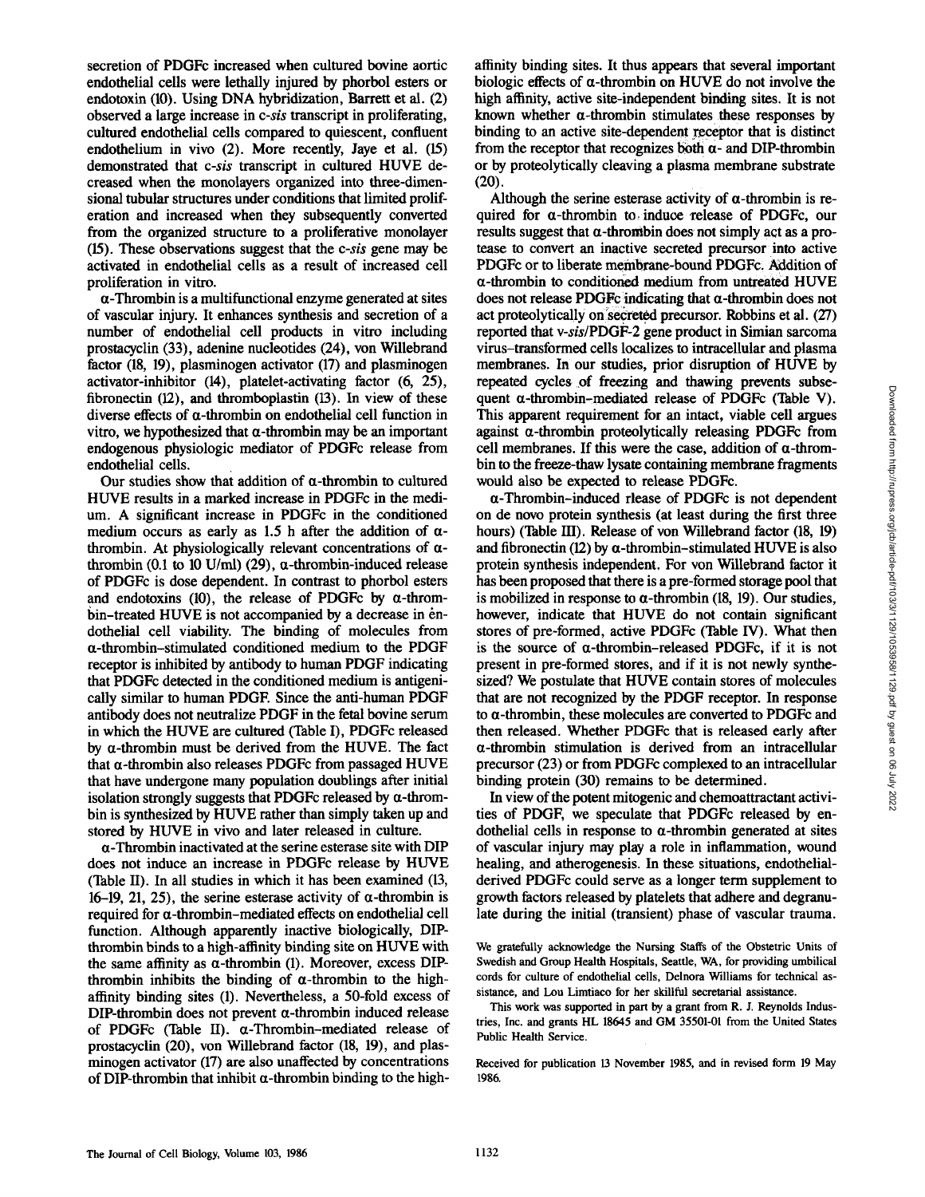secretion of PDGFc increased when cultured bovine aortic endothelial cells were lethally injured by phorbol esters or endotoxin (10). Using DNA hybridization, Barrett et al. (2) observed a large increase in c-*sis* transcript in proliferating, cultured endothelial cells compared to quiescent, confluent endothelium in vivo (2). More recently, Jaye et al. (15) demonstrated that c-*sis* transcript in cultured HUVE decreased when the monolayers organized into three-dimensional tubular structures under conditions that limited proliferation and increased when they subsequently converted from the organized structure to a proliferative monolayer (15). These observations suggest that the c-*sis* gene may be activated in endothelial cells as a result of increased cell proliferation in vitro.

α-Thrombin is a multifunctional enzyme generated at sites of vascular injury. It enhances synthesis and secretion of a number of endothelial cell products in vitro including prostacyclin (33), adenine nucleotides (24), von Willebrand factor (18, 19), plasminogen activator (17) and plasminogen activator-inhibitor (14), platelet-activating factor (6, 25), fibronectin (12), and thromboplastin (13). In view of these diverse effects of α-thrombin on endothelial cell function in vitro, we hypothesized that α-thrombin may be an important endogenous physiologic mediator of PDGFc release from endothelial cells.

Our studies show that addition of α-thrombin to cultured HUVE results in a marked increase in PDGFc in the medium. A significant increase in PDGFc in the conditioned medium occurs as early as 1.5 h after the addition of α-thrombin. At physiologically relevant concentrations of α-thrombin (0.1 to 10 U/ml) (29), α-thrombin-induced release of PDGFc is dose dependent. In contrast to phorbol esters and endotoxins (10), the release of PDGFc by α-thrombin-treated HUVE is not accompanied by a decrease in endothelial cell viability. The binding of molecules from α-thrombin-stimulated conditioned medium to the PDGF receptor is inhibited by antibody to human PDGF indicating that PDGFc detected in the conditioned medium is antigenically similar to human PDGF. Since the anti-human PDGF antibody does not neutralize PDGF in the fetal bovine serum in which the HUVE are cultured (Table I), PDGFc released by α-thrombin must be derived from the HUVE. The fact that α-thrombin also releases PDGFc from passaged HUVE that have undergone many population doublings after initial isolation strongly suggests that PDGFc released by α-thrombin is synthesized by HUVE rather than simply taken up and stored by HUVE in vivo and later released in culture.

α-Thrombin inactivated at the serine esterase site with DIP does not induce an increase in PDGFc release by HUVE (Table II). In all studies in which it has been examined (13, 16–19, 21, 25), the serine esterase activity of α-thrombin is required for α-thrombin-mediated effects on endothelial cell function. Although apparently inactive biologically, DIP-thrombin binds to a high-affinity binding site on HUVE with the same affinity as α-thrombin (1). Moreover, excess DIP-thrombin inhibits the binding of α-thrombin to the high-affinity binding sites (1). Nevertheless, a 50-fold excess of DIP-thrombin does not prevent α-thrombin induced release of PDGFc (Table II). α-Thrombin-mediated release of prostacyclin (20), von Willebrand factor (18, 19), and plasminogen activator (17) are also unaffected by concentrations of DIP-thrombin that inhibit α-thrombin binding to the high-affinity binding sites. It thus appears that several important biologic effects of α-thrombin on HUVE do not involve the high affinity, active site-independent binding sites. It is not known whether α-thrombin stimulates these responses by binding to an active site-dependent receptor that is distinct from the receptor that recognizes both α- and DIP-thrombin or by proteolytically cleaving a plasma membrane substrate (20).

Although the serine esterase activity of α-thrombin is required for α-thrombin to induce release of PDGFc, our results suggest that α-thrombin does not simply act as a protease to convert an inactive secreted precursor into active PDGFc or to liberate membrane-bound PDGFc. Addition of α-thrombin to conditioned medium from untreated HUVE does not release PDGFc indicating that α-thrombin does not act proteolytically on secreted precursor. Robbins et al. (27) reported that v-*sis*/PDGF-2 gene product in Simian sarcoma virus–transformed cells localizes to intracellular and plasma membranes. In our studies, prior disruption of HUVE by repeated cycles of freezing and thawing prevents subsequent α-thrombin-mediated release of PDGFc (Table V). This apparent requirement for an intact, viable cell argues against α-thrombin proteolytically releasing PDGFc from cell membranes. If this were the case, addition of α-thrombin to the freeze-thaw lysate containing membrane fragments would also be expected to release PDGFc.

α-Thrombin-induced rlease of PDGFc is not dependent on de novo protein synthesis (at least during the first three hours) (Table III). Release of von Willebrand factor (18, 19) and fibronectin (12) by α-thrombin-stimulated HUVE is also protein synthesis independent. For von Willebrand factor it has been proposed that there is a pre-formed storage pool that is mobilized in response to α-thrombin (18, 19). Our studies, however, indicate that HUVE do not contain significant stores of pre-formed, active PDGFc (Table IV). What then is the source of α-thrombin-released PDGFc, if it is not present in pre-formed stores, and if it is not newly synthesized? We postulate that HUVE contain stores of molecules that are not recognized by the PDGF receptor. In response to α-thrombin, these molecules are converted to PDGFc and then released. Whether PDGFc that is released early after α-thrombin stimulation is derived from an intracellular precursor (23) or from PDGFc complexed to an intracellular binding protein (30) remains to be determined.

In view of the potent mitogenic and chemoattractant activities of PDGF, we speculate that PDGFc released by endothelial cells in response to α-thrombin generated at sites of vascular injury may play a role in inflammation, wound healing, and atherogenesis. In these situations, endothelial-derived PDGFc could serve as a longer term supplement to growth factors released by platelets that adhere and degranulate during the initial (transient) phase of vascular trauma.

We gratefully acknowledge the Nursing Staffs of the Obstetric Units of Swedish and Group Health Hospitals, Seattle, WA, for providing umbilical cords for culture of endothelial cells, Delnora Williams for technical assistance, and Lou Limtiaco for her skillful secretarial assistance.

This work was supported in part by a grant from R. J. Reynolds Industries, Inc. and grants HL 18645 and GM 35501-01 from the United States Public Health Service.

Received for publication 13 November 1985, and in revised form 19 May 1986.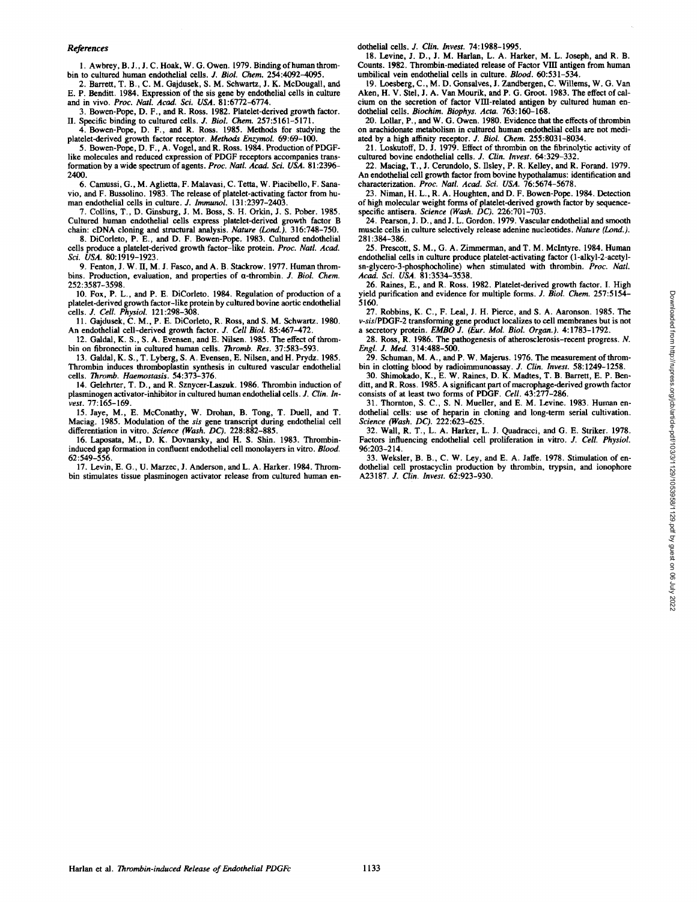*References*

1. Awbrey, B. J., J. C. Hoak, W. G. Owen. 1979. Binding of human thrombin to cultured human endothelial cells. *J. Biol. Chem.* 254:4092–4095.

2. Barrett, T. B., C. M. Gajdusek, S. M. Schwartz, J. K. McDougall, and E. P. Benditt. 1984. Expression of the sis gene by endothelial cells in culture and in vivo. *Proc. Natl. Acad. Sci. USA.* 81:6772–6774.

3. Bowen-Pope, D. F., and R. Ross. 1982. Platelet-derived growth factor. II. Specific binding to cultured cells. *J. Biol. Chem.* 257:5161–5171.

4. Bowen-Pope, D. F., and R. Ross. 1985. Methods for studying the platelet-derived growth factor receptor. *Methods Enzymol.* 69:69–100.

5. Bowen-Pope, D. F., A. Vogel, and R. Ross. 1984. Production of PDGF-like molecules and reduced expression of PDGF receptors accompanies transformation by a wide spectrum of agents. *Proc. Natl. Acad. Sci. USA.* 81:2396–2400.

6. Camussi, G., M. Aglietta, F. Malavasi, C. Tetta, W. Piacibello, F. Sanavio, and F. Bussolino. 1983. The release of platelet-activating factor from human endothelial cells in culture. *J. Immunol.* 131:2397–2403.

7. Collins, T., D. Ginsburg, J. M. Boss, S. H. Orkin, J. S. Pober. 1985. Cultured human endothelial cells express platelet-derived growth factor B chain: cDNA cloning and structural analysis. *Nature (Lond.).* 316:748–750.

8. DiCorleto, P. E., and D. F. Bowen-Pope. 1983. Cultured endothelial cells produce a platelet-derived growth factor-like protein. *Proc. Natl. Acad. Sci. USA.* 80:1919–1923.

9. Fenton, J. W. II, M. J. Fasco, and A. B. Stackrow. 1977. Human thrombins. Production, evaluation, and properties of α-thrombin. *J. Biol. Chem.* 252:3587–3598.

10. Fox, P. L., and P. E. DiCorleto. 1984. Regulation of production of a platelet-derived growth factor-like protein by cultured bovine aortic endothelial cells. *J. Cell. Physiol.* 121:298–308.

11. Gajdusek, C. M., P. E. DiCorleto, R. Ross, and S. M. Schwartz. 1980. An endothelial cell-derived growth factor. *J. Cell Biol.* 85:467–472.

12. Galdal, K. S., S. A. Evensen, and E. Nilsen. 1985. The effect of thrombin on fibronectin in cultured human cells. *Thromb. Res.* 37:583–593.

13. Galdal, K. S., T. Lyberg, S. A. Evensen, E. Nilsen, and H. Prydz. 1985. Thrombin induces thromboplastin synthesis in cultured vascular endothelial cells. *Thromb. Haemostasis.* 54:373–376.

14. Gelehrter, T. D., and R. Sznycer-Laszuk. 1986. Thrombin induction of plasminogen activator-inhibitor in cultured human endothelial cells. *J. Clin. Invest.* 77:165–169.

15. Jaye, M., E. McConathy, W. Drohan, B. Tong, T. Duell, and T. Maciag. 1985. Modulation of the *sis* gene transcript during endothelial cell differentiation in vitro. *Science (Wash. DC).* 228:882–885.

16. Laposata, M., D. K. Dovnarsky, and H. S. Shin. 1983. Thrombin-induced gap formation in confluent endothelial cell monolayers in vitro. *Blood.* 62:549–556.

17. Levin, E. G., U. Marzec, J. Anderson, and L. A. Harker. 1984. Thrombin stimulates tissue plasminogen activator release from cultured human endothelial cells. *J. Clin. Invest.* 74:1988–1995.

18. Levine, J. D., J. M. Harlan, L. A. Harker, M. L. Joseph, and R. B. Counts. 1982. Thrombin-mediated release of Factor VIII antigen from human umbilical vein endothelial cells in culture. *Blood.* 60:531–534.

19. Loesberg, C., M. D. Gonsalves, J. Zandbergen, C. Willems, W. G. Van Aken, H. V. Stel, J. A. Van Mourik, and P. G. Groot. 1983. The effect of calcium on the secretion of factor VIII-related antigen by cultured human endothelial cells. *Biochim. Biophys. Acta.* 763:160–168.

20. Lollar, P., and W. G. Owen. 1980. Evidence that the effects of thrombin on arachidonate metabolism in cultured human endothelial cells are not mediated by a high affinity receptor. *J. Biol. Chem.* 255:8031–8034.

21. Loskutoff, D. J. 1979. Effect of thrombin on the fibrinolytic activity of cultured bovine endothelial cells. *J. Clin. Invest.* 64:329–332.

22. Maciag, T., J. Cerundolo, S. Ilsley, P. R. Kelley, and R. Forand. 1979. An endothelial cell growth factor from bovine hypothalamus: identification and characterization. *Proc. Natl. Acad. Sci. USA.* 76:5674–5678.

23. Niman, H. L., R. A. Houghten, and D. F. Bowen-Pope. 1984. Detection of high molecular weight forms of platelet-derived growth factor by sequence-specific antisera. *Science (Wash. DC).* 226:701–703.

24. Pearson, J. D., and J. L. Gordon. 1979. Vascular endothelial and smooth muscle cells in culture selectively release adenine nucleotides. *Nature (Lond.).* 281:384–386.

25. Prescott, S. M., G. A. Zimmerman, and T. M. McIntyre. 1984. Human endothelial cells in culture produce platelet-activating factor (1-alkyl-2-acetyl-sn-glycero-3-phosphocholine) when stimulated with thrombin. *Proc. Natl. Acad. Sci. USA.* 81:3534–3538.

26. Raines, E., and R. Ross. 1982. Platelet-derived growth factor. I. High yield purification and evidence for multiple forms. *J. Biol. Chem.* 257:5154–5160.

27. Robbins, K. C., F. Leal, J. H. Pierce, and S. A. Aaronson. 1985. The *v-sis*/PDGF-2 transforming gene product localizes to cell membranes but is not a secretory protein. *EMBO J. (Eur. Mol. Biol. Organ.).* 4:1783–1792.

28. Ross, R. 1986. The pathogenesis of atherosclerosis-recent progress. *N. Engl. J. Med.* 314:488–500.

29. Schuman, M. A., and P. W. Majerus. 1976. The measurement of thrombin in clotting blood by radioimmunoassay. *J. Clin. Invest.* 58:1249–1258.

30. Shimokado, K., E. W. Raines, D. K. Madtes, T. B. Barrett, E. P. Benditt, and R. Ross. 1985. A significant part of macrophage-derived growth factor consists of at least two forms of PDGF. *Cell.* 43:277–286.

31. Thornton, S. C., S. N. Mueller, and E. M. Levine. 1983. Human endothelial cells: use of heparin in cloning and long-term serial cultivation. *Science (Wash. DC).* 222:623–625.

32. Wall, R. T., L. A. Harker, L. J. Quadracci, and G. E. Striker. 1978. Factors influencing endothelial cell proliferation in vitro. *J. Cell. Physiol.* 96:203–214.

33. Weksler, B. B., C. W. Ley, and E. A. Jaffe. 1978. Stimulation of endothelial cell prostacyclin production by thrombin, trypsin, and ionophore A23187. *J. Clin. Invest.* 62:923–930.